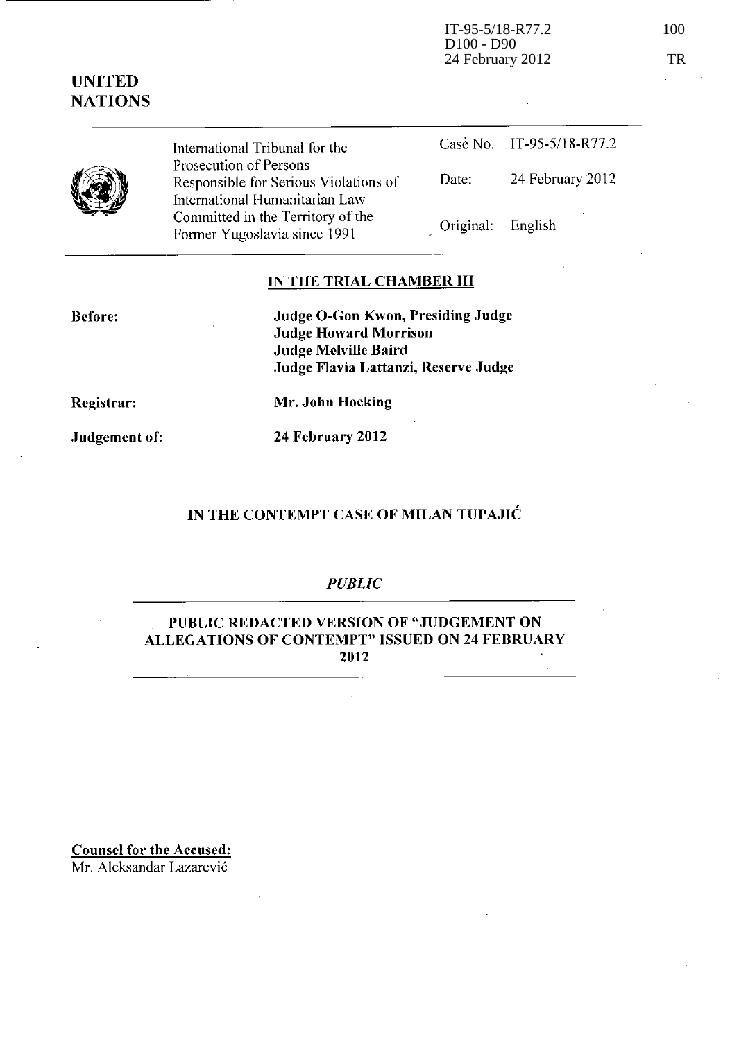IT-95-5/18-R77.2
D100 - D90
24 February 2012

100

TR

**UNITED NATIONS**

| International Tribunal for the Prosecution of Persons Responsible for Serious Violations of International Humanitarian Law Committed in the Territory of the Former Yugoslavia since 1991 | Case No. | IT-95-5/18-R77.2 |
|---|---|---|
| | Date: | 24 February 2012 |
| | Original: | English |

## IN THE TRIAL CHAMBER III

**Before:** **Judge O-Gon Kwon, Presiding Judge**
**Judge Howard Morrison**
**Judge Melville Baird**
**Judge Flavia Lattanzi, Reserve Judge**

**Registrar:** **Mr. John Hocking**

**Judgement of:** **24 February 2012**

## IN THE CONTEMPT CASE OF MILAN TUPAJIĆ

*PUBLIC*

## PUBLIC REDACTED VERSION OF "JUDGEMENT ON ALLEGATIONS OF CONTEMPT" ISSUED ON 24 FEBRUARY 2012

**Counsel for the Accused:**
Mr. Aleksandar Lazarević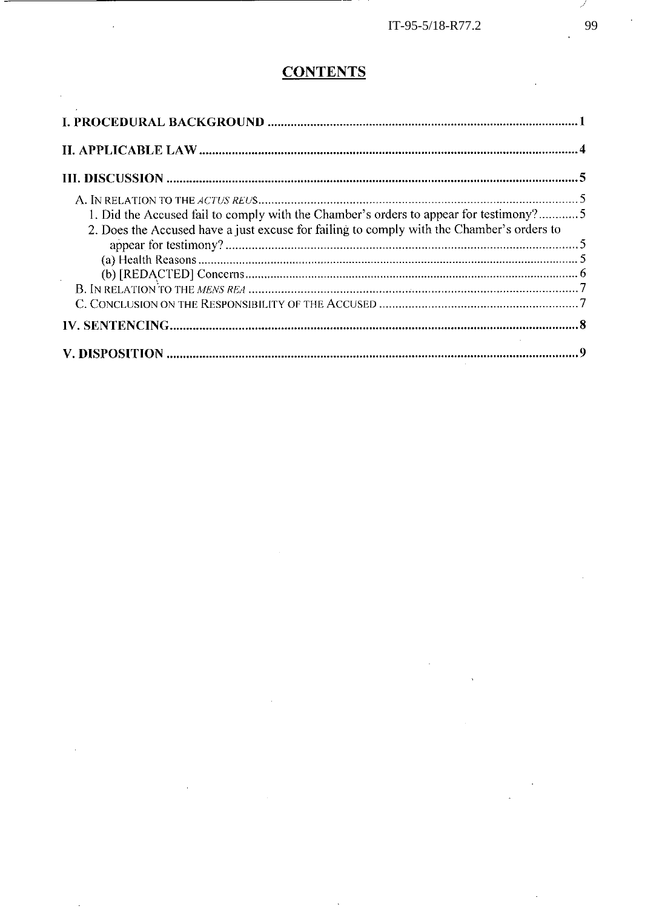# CONTENTS

I. PROCEDURAL BACKGROUND ............................................................................................... 1

II. APPLICABLE LAW ..................................................................................................................... 4

III. DISCUSSION ................................................................................................................................ 5

A. In relation to the *actus reus* ................................................................................................... 5

1. Did the Accused fail to comply with the Chamber's orders to appear for testimony? ............ 5

2. Does the Accused have a just excuse for failing to comply with the Chamber's orders to appear for testimony? ........................................................................................................... 5

(a) Health Reasons ...................................................................................................................... 5

(b) [REDACTED] Concerns ........................................................................................................ 6

B. In relation to the *mens rea* ...................................................................................................... 7

C. Conclusion on the Responsibility of the Accused ................................................................ 7

IV. SENTENCING .............................................................................................................................. 8

V. DISPOSITION ................................................................................................................................ 9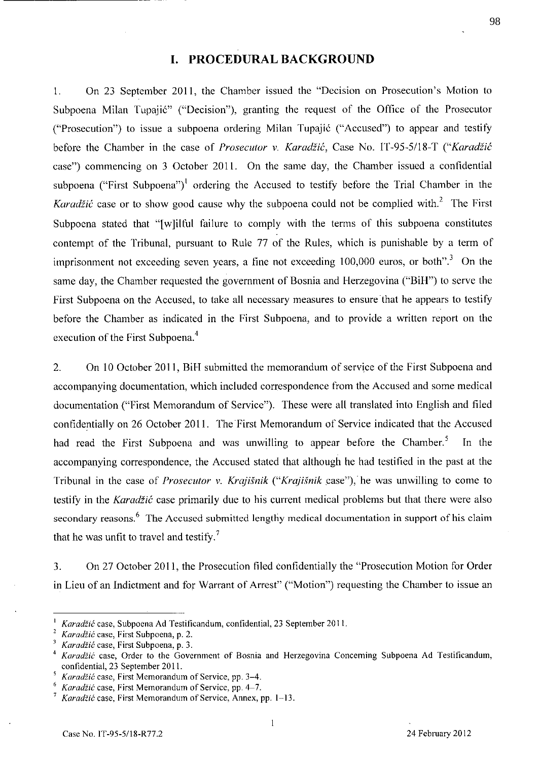# I. PROCEDURAL BACKGROUND

1. On 23 September 2011, the Chamber issued the "Decision on Prosecution's Motion to Subpoena Milan Tupajić" ("Decision"), granting the request of the Office of the Prosecutor ("Prosecution") to issue a subpoena ordering Milan Tupajić ("Accused") to appear and testify before the Chamber in the case of *Prosecutor v. Karadžić*, Case No. IT-95-5/18-T ("*Karadžić* case") commencing on 3 October 2011. On the same day, the Chamber issued a confidential subpoena ("First Subpoena")[1] ordering the Accused to testify before the Trial Chamber in the *Karadžić* case or to show good cause why the subpoena could not be complied with.[2] The First Subpoena stated that "[w]ilful failure to comply with the terms of this subpoena constitutes contempt of the Tribunal, pursuant to Rule 77 of the Rules, which is punishable by a term of imprisonment not exceeding seven years, a fine not exceeding 100,000 euros, or both".[3] On the same day, the Chamber requested the government of Bosnia and Herzegovina ("BiH") to serve the First Subpoena on the Accused, to take all necessary measures to ensure that he appears to testify before the Chamber as indicated in the First Subpoena, and to provide a written report on the execution of the First Subpoena.[4]

2. On 10 October 2011, BiH submitted the memorandum of service of the First Subpoena and accompanying documentation, which included correspondence from the Accused and some medical documentation ("First Memorandum of Service"). These were all translated into English and filed confidentially on 26 October 2011. The First Memorandum of Service indicated that the Accused had read the First Subpoena and was unwilling to appear before the Chamber.[5] In the accompanying correspondence, the Accused stated that although he had testified in the past at the Tribunal in the case of *Prosecutor v. Krajišnik* ("*Krajišnik* case"), he was unwilling to come to testify in the *Karadžić* case primarily due to his current medical problems but that there were also secondary reasons.[6] The Accused submitted lengthy medical documentation in support of his claim that he was unfit to travel and testify.[7]

3. On 27 October 2011, the Prosecution filed confidentially the "Prosecution Motion for Order in Lieu of an Indictment and for Warrant of Arrest" ("Motion") requesting the Chamber to issue an

---

[1] *Karadžić* case, Subpoena Ad Testificandum, confidential, 23 September 2011.

[2] *Karadžić* case, First Subpoena, p. 2.

[3] *Karadžić* case, First Subpoena, p. 3.

[4] *Karadžić* case, Order to the Government of Bosnia and Herzegovina Concerning Subpoena Ad Testificandum, confidential, 23 September 2011.

[5] *Karadžić* case, First Memorandum of Service, pp. 3–4.

[6] *Karadžić* case, First Memorandum of Service, pp. 4–7.

[7] *Karadžić* case, First Memorandum of Service, Annex, pp. 1–13.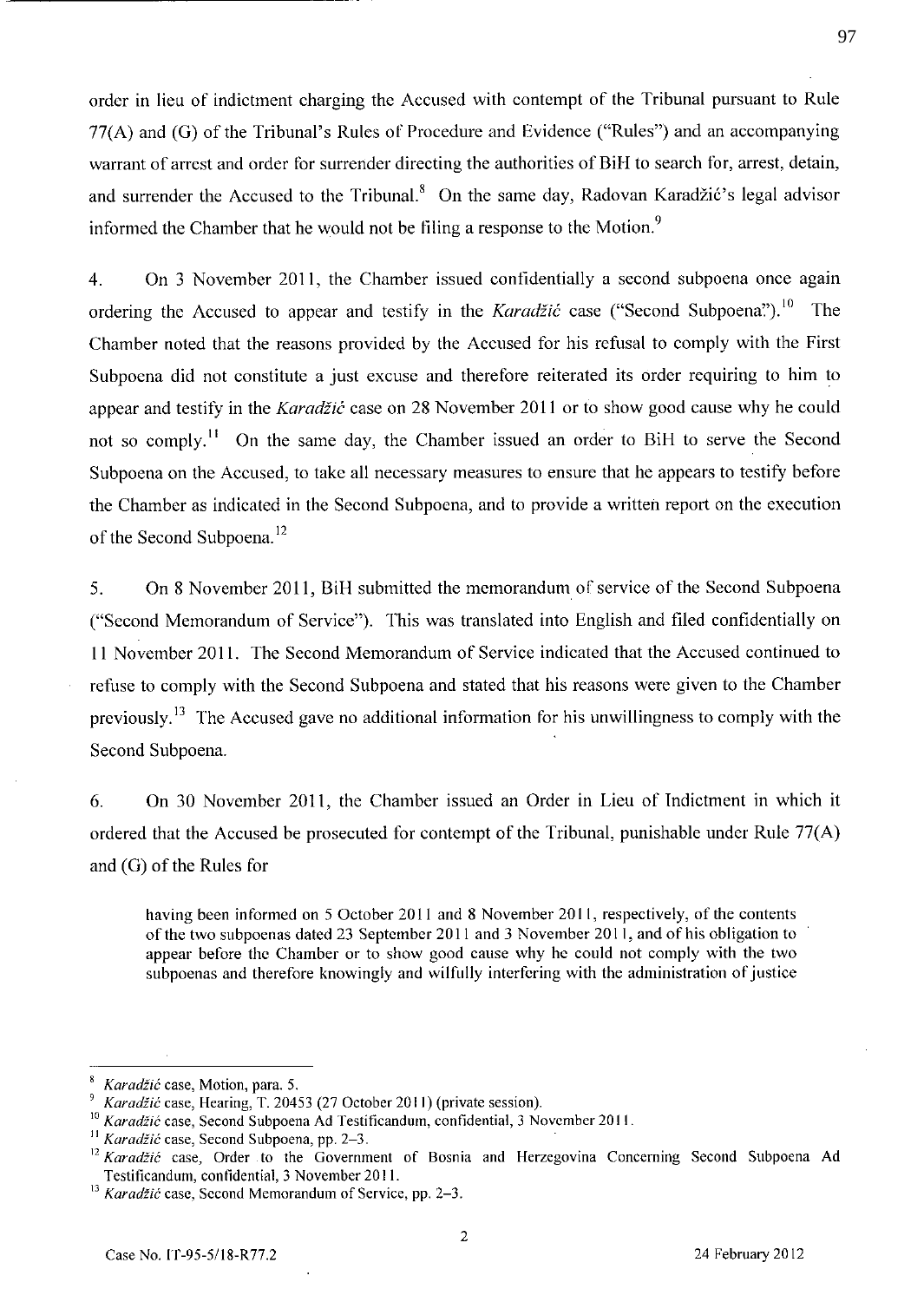order in lieu of indictment charging the Accused with contempt of the Tribunal pursuant to Rule 77(A) and (G) of the Tribunal's Rules of Procedure and Evidence ("Rules") and an accompanying warrant of arrest and order for surrender directing the authorities of BiH to search for, arrest, detain, and surrender the Accused to the Tribunal.[8] On the same day, Radovan Karadžić's legal advisor informed the Chamber that he would not be filing a response to the Motion.[9]

4. On 3 November 2011, the Chamber issued confidentially a second subpoena once again ordering the Accused to appear and testify in the *Karadžić* case ("Second Subpoena").[10] The Chamber noted that the reasons provided by the Accused for his refusal to comply with the First Subpoena did not constitute a just excuse and therefore reiterated its order requiring to him to appear and testify in the *Karadžić* case on 28 November 2011 or to show good cause why he could not so comply.[11] On the same day, the Chamber issued an order to BiH to serve the Second Subpoena on the Accused, to take all necessary measures to ensure that he appears to testify before the Chamber as indicated in the Second Subpoena, and to provide a written report on the execution of the Second Subpoena.[12]

5. On 8 November 2011, BiH submitted the memorandum of service of the Second Subpoena ("Second Memorandum of Service"). This was translated into English and filed confidentially on 11 November 2011. The Second Memorandum of Service indicated that the Accused continued to refuse to comply with the Second Subpoena and stated that his reasons were given to the Chamber previously.[13] The Accused gave no additional information for his unwillingness to comply with the Second Subpoena.

6. On 30 November 2011, the Chamber issued an Order in Lieu of Indictment in which it ordered that the Accused be prosecuted for contempt of the Tribunal, punishable under Rule 77(A) and (G) of the Rules for

> having been informed on 5 October 2011 and 8 November 2011, respectively, of the contents of the two subpoenas dated 23 September 2011 and 3 November 2011, and of his obligation to appear before the Chamber or to show good cause why he could not comply with the two subpoenas and therefore knowingly and wilfully interfering with the administration of justice

---

[8] *Karadžić* case, Motion, para. 5.

[9] *Karadžić* case, Hearing, T. 20453 (27 October 2011) (private session).

[10] *Karadžić* case, Second Subpoena Ad Testificandum, confidential, 3 November 2011.

[11] *Karadžić* case, Second Subpoena, pp. 2–3.

[12] *Karadžić* case, Order to the Government of Bosnia and Herzegovina Concerning Second Subpoena Ad Testificandum, confidential, 3 November 2011.

[13] *Karadžić* case, Second Memorandum of Service, pp. 2–3.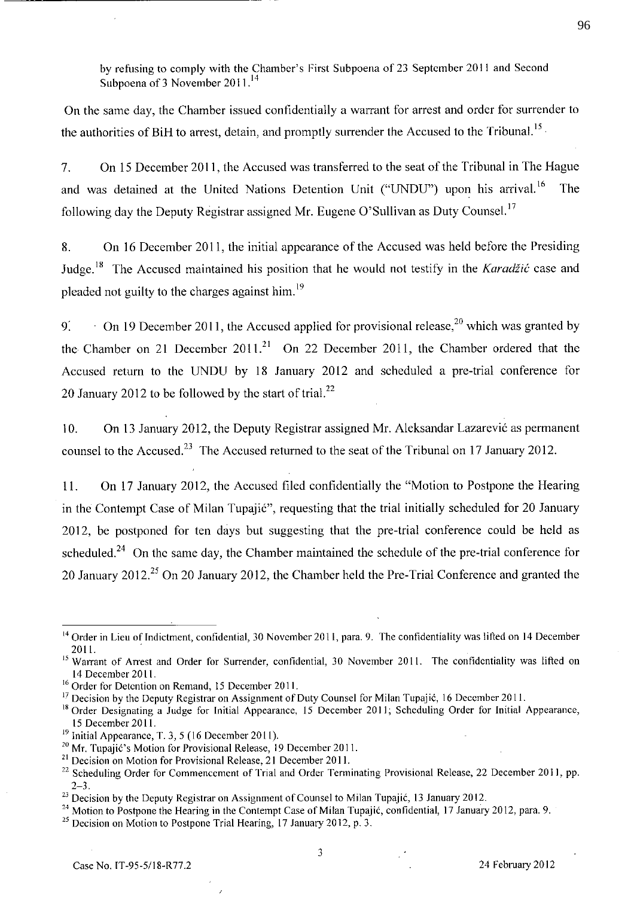by refusing to comply with the Chamber's First Subpoena of 23 September 2011 and Second Subpoena of 3 November 2011.[14]

On the same day, the Chamber issued confidentially a warrant for arrest and order for surrender to the authorities of BiH to arrest, detain, and promptly surrender the Accused to the Tribunal.[15]

7. On 15 December 2011, the Accused was transferred to the seat of the Tribunal in The Hague and was detained at the United Nations Detention Unit ("UNDU") upon his arrival.[16] The following day the Deputy Registrar assigned Mr. Eugene O'Sullivan as Duty Counsel.[17]

8. On 16 December 2011, the initial appearance of the Accused was held before the Presiding Judge.[18] The Accused maintained his position that he would not testify in the *Karadžić* case and pleaded not guilty to the charges against him.[19]

9. On 19 December 2011, the Accused applied for provisional release,[20] which was granted by the Chamber on 21 December 2011.[21] On 22 December 2011, the Chamber ordered that the Accused return to the UNDU by 18 January 2012 and scheduled a pre-trial conference for 20 January 2012 to be followed by the start of trial.[22]

10. On 13 January 2012, the Deputy Registrar assigned Mr. Aleksandar Lazarević as permanent counsel to the Accused.[23] The Accused returned to the seat of the Tribunal on 17 January 2012.

11. On 17 January 2012, the Accused filed confidentially the "Motion to Postpone the Hearing in the Contempt Case of Milan Tupajić", requesting that the trial initially scheduled for 20 January 2012, be postponed for ten days but suggesting that the pre-trial conference could be held as scheduled.[24] On the same day, the Chamber maintained the schedule of the pre-trial conference for 20 January 2012.[25] On 20 January 2012, the Chamber held the Pre-Trial Conference and granted the

---

[14] Order in Lieu of Indictment, confidential, 30 November 2011, para. 9. The confidentiality was lifted on 14 December 2011.

[15] Warrant of Arrest and Order for Surrender, confidential, 30 November 2011. The confidentiality was lifted on 14 December 2011.

[16] Order for Detention on Remand, 15 December 2011.

[17] Decision by the Deputy Registrar on Assignment of Duty Counsel for Milan Tupajić, 16 December 2011.

[18] Order Designating a Judge for Initial Appearance, 15 December 2011; Scheduling Order for Initial Appearance, 15 December 2011.

[19] Initial Appearance, T. 3, 5 (16 December 2011).

[20] Mr. Tupajić's Motion for Provisional Release, 19 December 2011.

[21] Decision on Motion for Provisional Release, 21 December 2011.

[22] Scheduling Order for Commencement of Trial and Order Terminating Provisional Release, 22 December 2011, pp. 2–3.

[23] Decision by the Deputy Registrar on Assignment of Counsel to Milan Tupajić, 13 January 2012.

[24] Motion to Postpone the Hearing in the Contempt Case of Milan Tupajić, confidential, 17 January 2012, para. 9.

[25] Decision on Motion to Postpone Trial Hearing, 17 January 2012, p. 3.

Case No. IT-95-5/18-R77.2 24 February 2012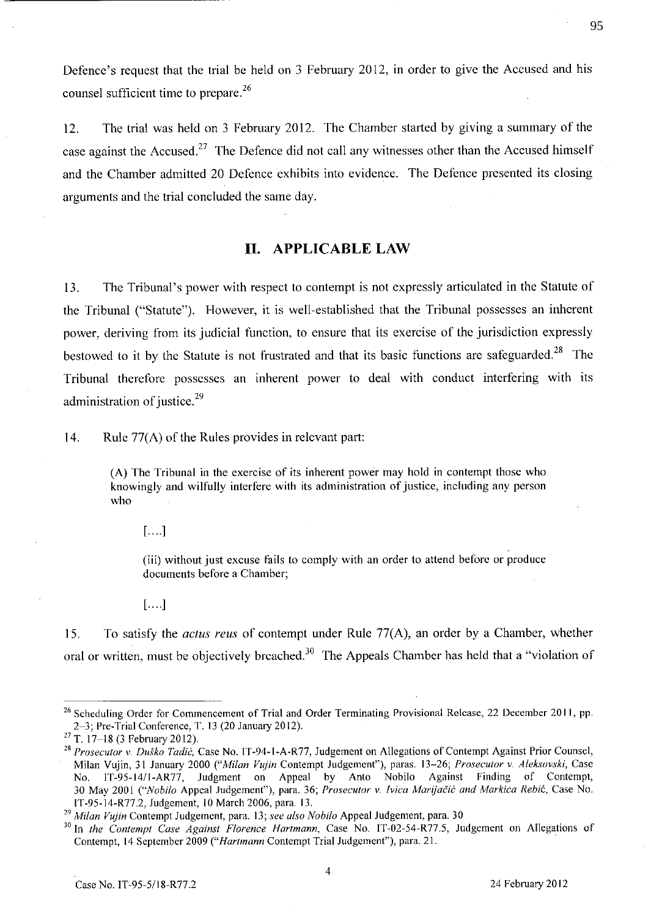Defence's request that the trial be held on 3 February 2012, in order to give the Accused and his counsel sufficient time to prepare.[26]

12. The trial was held on 3 February 2012. The Chamber started by giving a summary of the case against the Accused.[27] The Defence did not call any witnesses other than the Accused himself and the Chamber admitted 20 Defence exhibits into evidence. The Defence presented its closing arguments and the trial concluded the same day.

## II. APPLICABLE LAW

13. The Tribunal's power with respect to contempt is not expressly articulated in the Statute of the Tribunal ("Statute"). However, it is well-established that the Tribunal possesses an inherent power, deriving from its judicial function, to ensure that its exercise of the jurisdiction expressly bestowed to it by the Statute is not frustrated and that its basic functions are safeguarded.[28] The Tribunal therefore possesses an inherent power to deal with conduct interfering with its administration of justice.[29]

14. Rule 77(A) of the Rules provides in relevant part:

> (A) The Tribunal in the exercise of its inherent power may hold in contempt those who knowingly and wilfully interfere with its administration of justice, including any person who
>
> [....]
>
> (iii) without just excuse fails to comply with an order to attend before or produce documents before a Chamber;
>
> [....]

15. To satisfy the *actus reus* of contempt under Rule 77(A), an order by a Chamber, whether oral or written, must be objectively breached.[30] The Appeals Chamber has held that a "violation of

---

[26] Scheduling Order for Commencement of Trial and Order Terminating Provisional Release, 22 December 2011, pp. 2–3; Pre-Trial Conference, T. 13 (20 January 2012).

[27] T. 17–18 (3 February 2012).

[28] *Prosecutor v. Duško Tadić*, Case No. IT-94-1-A-R77, Judgement on Allegations of Contempt Against Prior Counsel, Milan Vujin, 31 January 2000 ("*Milan Vujin* Contempt Judgement"), paras. 13–26; *Prosecutor v. Aleksovski*, Case No. IT-95-14/1-AR77, Judgment on Appeal by Anto Nobilo Against Finding of Contempt, 30 May 2001 ("*Nobilo* Appeal Judgement"), para. 36; *Prosecutor v. Ivica Marijačić and Markica Rebić*, Case No. IT-95-14-R77.2, Judgement, 10 March 2006, para. 13.

[29] *Milan Vujin* Contempt Judgement, para. 13; *see also Nobilo* Appeal Judgement, para. 30

[30] In *the Contempt Case Against Florence Hartmann*, Case No. IT-02-54-R77.5, Judgement on Allegations of Contempt, 14 September 2009 ("*Hartmann* Contempt Trial Judgement"), para. 21.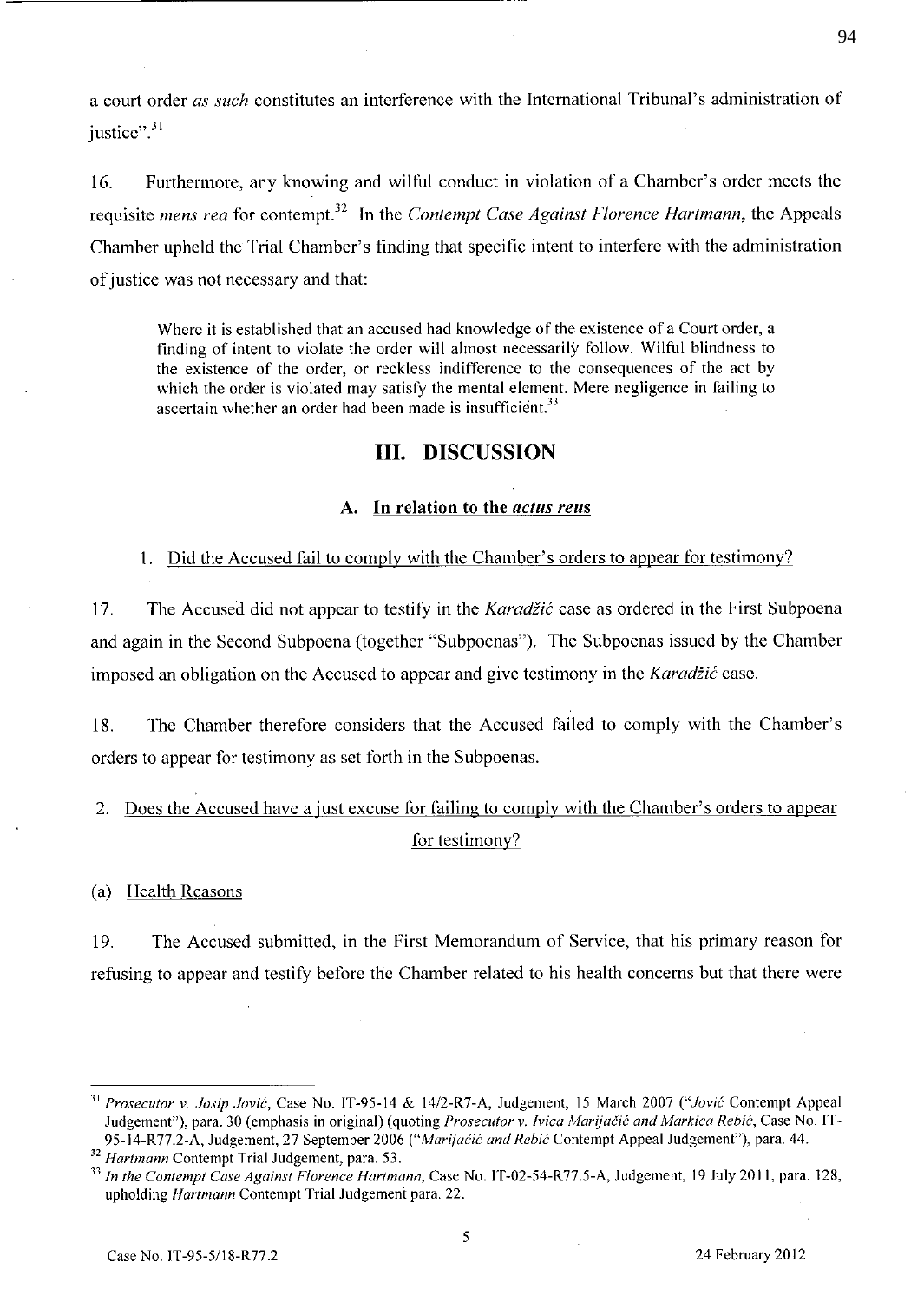a court order *as such* constitutes an interference with the International Tribunal's administration of justice".[31]

16. Furthermore, any knowing and wilful conduct in violation of a Chamber's order meets the requisite *mens rea* for contempt.[32] In the *Contempt Case Against Florence Hartmann*, the Appeals Chamber upheld the Trial Chamber's finding that specific intent to interfere with the administration of justice was not necessary and that:

> Where it is established that an accused had knowledge of the existence of a Court order, a finding of intent to violate the order will almost necessarily follow. Wilful blindness to the existence of the order, or reckless indifference to the consequences of the act by which the order is violated may satisfy the mental element. Mere negligence in failing to ascertain whether an order had been made is insufficient.[33]

## III. DISCUSSION

### A. In relation to the *actus reus*

#### 1. Did the Accused fail to comply with the Chamber's orders to appear for testimony?

17. The Accused did not appear to testify in the *Karadžić* case as ordered in the First Subpoena and again in the Second Subpoena (together "Subpoenas"). The Subpoenas issued by the Chamber imposed an obligation on the Accused to appear and give testimony in the *Karadžić* case.

18. The Chamber therefore considers that the Accused failed to comply with the Chamber's orders to appear for testimony as set forth in the Subpoenas.

#### 2. Does the Accused have a just excuse for failing to comply with the Chamber's orders to appear for testimony?

(a) Health Reasons

19. The Accused submitted, in the First Memorandum of Service, that his primary reason for refusing to appear and testify before the Chamber related to his health concerns but that there were

---

[31] *Prosecutor v. Josip Jović*, Case No. IT-95-14 & 14/2-R7-A, Judgement, 15 March 2007 ("*Jović* Contempt Appeal Judgement"), para. 30 (emphasis in original) (quoting *Prosecutor v. Ivica Marijačić and Markica Rebić*, Case No. IT-95-14-R77.2-A, Judgement, 27 September 2006 ("*Marijačić and Rebić* Contempt Appeal Judgement"), para. 44.

[32] *Hartmann* Contempt Trial Judgement, para. 53.

[33] *In the Contempt Case Against Florence Hartmann*, Case No. IT-02-54-R77.5-A, Judgement, 19 July 2011, para. 128, upholding *Hartmann* Contempt Trial Judgement para. 22.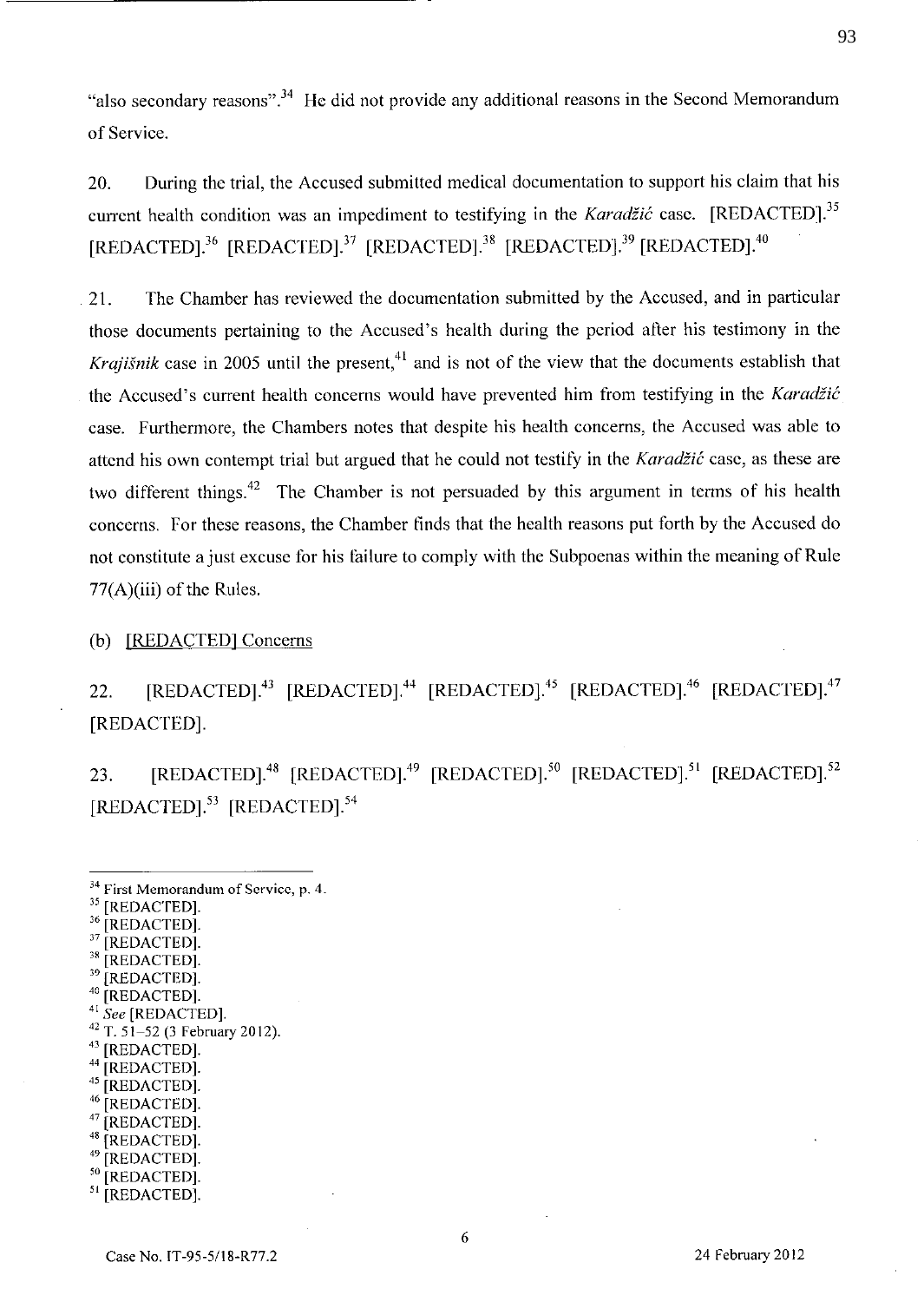"also secondary reasons".[34] He did not provide any additional reasons in the Second Memorandum of Service.

20. During the trial, the Accused submitted medical documentation to support his claim that his current health condition was an impediment to testifying in the *Karadžić* case. [REDACTED].[35] [REDACTED].[36] [REDACTED].[37] [REDACTED].[38] [REDACTED].[39] [REDACTED].[40]

21. The Chamber has reviewed the documentation submitted by the Accused, and in particular those documents pertaining to the Accused's health during the period after his testimony in the *Krajišnik* case in 2005 until the present,[41] and is not of the view that the documents establish that the Accused's current health concerns would have prevented him from testifying in the *Karadžić* case. Furthermore, the Chambers notes that despite his health concerns, the Accused was able to attend his own contempt trial but argued that he could not testify in the *Karadžić* case, as these are two different things.[42] The Chamber is not persuaded by this argument in terms of his health concerns. For these reasons, the Chamber finds that the health reasons put forth by the Accused do not constitute a just excuse for his failure to comply with the Subpoenas within the meaning of Rule 77(A)(iii) of the Rules.

(b) [REDACTED] Concerns

22. [REDACTED].[43] [REDACTED].[44] [REDACTED].[45] [REDACTED].[46] [REDACTED].[47] [REDACTED].

23. [REDACTED].[48] [REDACTED].[49] [REDACTED].[50] [REDACTED].[51] [REDACTED].[52] [REDACTED].[53] [REDACTED].[54]

---

[34] First Memorandum of Service, p. 4.
[35] [REDACTED].
[36] [REDACTED].
[37] [REDACTED].
[38] [REDACTED].
[39] [REDACTED].
[40] [REDACTED].
[41] *See* [REDACTED].
[42] T. 51–52 (3 February 2012).
[43] [REDACTED].
[44] [REDACTED].
[45] [REDACTED].
[46] [REDACTED].
[47] [REDACTED].
[48] [REDACTED].
[49] [REDACTED].
[50] [REDACTED].
[51] [REDACTED].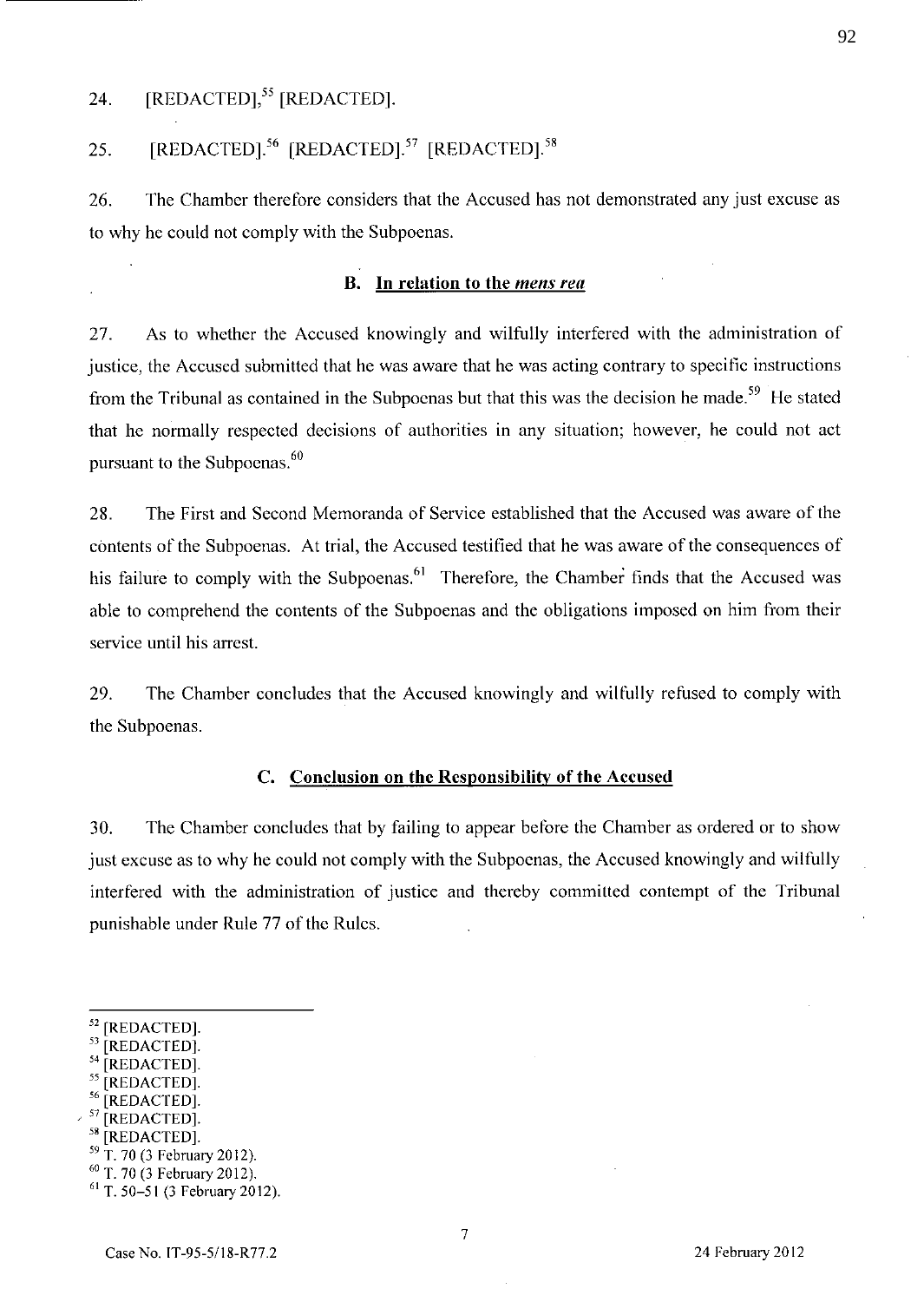24. [REDACTED],[55] [REDACTED].

25. [REDACTED].[56] [REDACTED].[57] [REDACTED].[58]

26. The Chamber therefore considers that the Accused has not demonstrated any just excuse as to why he could not comply with the Subpoenas.

### B. In relation to the *mens rea*

27. As to whether the Accused knowingly and wilfully interfered with the administration of justice, the Accused submitted that he was aware that he was acting contrary to specific instructions from the Tribunal as contained in the Subpoenas but that this was the decision he made.[59] He stated that he normally respected decisions of authorities in any situation; however, he could not act pursuant to the Subpoenas.[60]

28. The First and Second Memoranda of Service established that the Accused was aware of the contents of the Subpoenas. At trial, the Accused testified that he was aware of the consequences of his failure to comply with the Subpoenas.[61] Therefore, the Chamber finds that the Accused was able to comprehend the contents of the Subpoenas and the obligations imposed on him from their service until his arrest.

29. The Chamber concludes that the Accused knowingly and wilfully refused to comply with the Subpoenas.

### C. Conclusion on the Responsibility of the Accused

30. The Chamber concludes that by failing to appear before the Chamber as ordered or to show just excuse as to why he could not comply with the Subpoenas, the Accused knowingly and wilfully interfered with the administration of justice and thereby committed contempt of the Tribunal punishable under Rule 77 of the Rules.

---

[52] [REDACTED].
[53] [REDACTED].
[54] [REDACTED].
[55] [REDACTED].
[56] [REDACTED].
[57] [REDACTED].
[58] [REDACTED].
[59] T. 70 (3 February 2012).
[60] T. 70 (3 February 2012).
[61] T. 50–51 (3 February 2012).

Case No. IT-95-5/18-R77.2 24 February 2012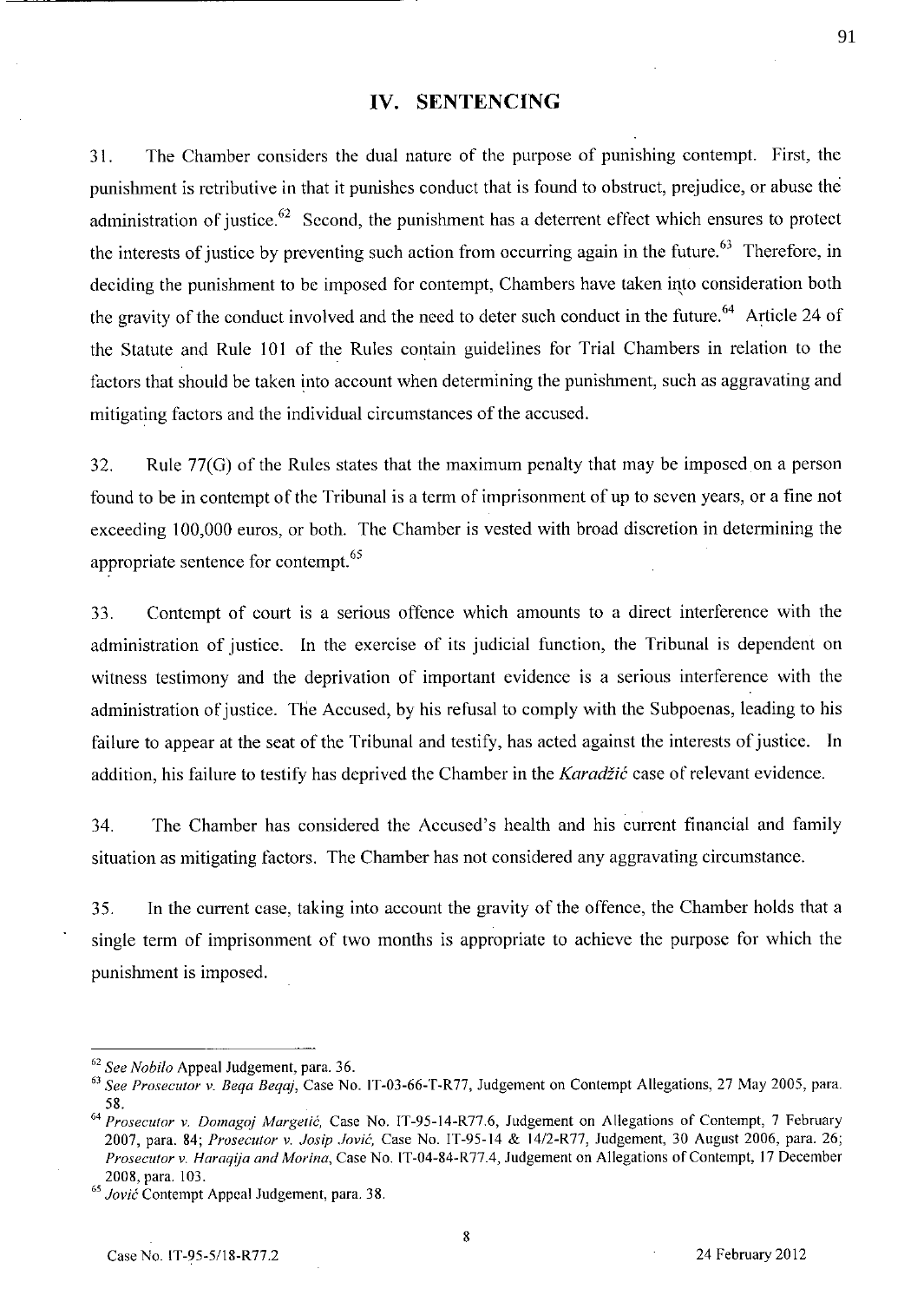## IV. SENTENCING

31. The Chamber considers the dual nature of the purpose of punishing contempt. First, the punishment is retributive in that it punishes conduct that is found to obstruct, prejudice, or abuse the administration of justice.[62] Second, the punishment has a deterrent effect which ensures to protect the interests of justice by preventing such action from occurring again in the future.[63] Therefore, in deciding the punishment to be imposed for contempt, Chambers have taken into consideration both the gravity of the conduct involved and the need to deter such conduct in the future.[64] Article 24 of the Statute and Rule 101 of the Rules contain guidelines for Trial Chambers in relation to the factors that should be taken into account when determining the punishment, such as aggravating and mitigating factors and the individual circumstances of the accused.

32. Rule 77(G) of the Rules states that the maximum penalty that may be imposed on a person found to be in contempt of the Tribunal is a term of imprisonment of up to seven years, or a fine not exceeding 100,000 euros, or both. The Chamber is vested with broad discretion in determining the appropriate sentence for contempt.[65]

33. Contempt of court is a serious offence which amounts to a direct interference with the administration of justice. In the exercise of its judicial function, the Tribunal is dependent on witness testimony and the deprivation of important evidence is a serious interference with the administration of justice. The Accused, by his refusal to comply with the Subpoenas, leading to his failure to appear at the seat of the Tribunal and testify, has acted against the interests of justice. In addition, his failure to testify has deprived the Chamber in the *Karadžić* case of relevant evidence.

34. The Chamber has considered the Accused's health and his current financial and family situation as mitigating factors. The Chamber has not considered any aggravating circumstance.

35. In the current case, taking into account the gravity of the offence, the Chamber holds that a single term of imprisonment of two months is appropriate to achieve the purpose for which the punishment is imposed.

---

[62] *See Nobilo* Appeal Judgement, para. 36.

[63] *See Prosecutor v. Beqa Beqaj*, Case No. IT-03-66-T-R77, Judgement on Contempt Allegations, 27 May 2005, para. 58.

[64] *Prosecutor v. Domagoj Margetić*, Case No. IT-95-14-R77.6, Judgement on Allegations of Contempt, 7 February 2007, para. 84; *Prosecutor v. Josip Jović*, Case No. IT-95-14 & 14/2-R77, Judgement, 30 August 2006, para. 26; *Prosecutor v. Haraqija and Morina*, Case No. IT-04-84-R77.4, Judgement on Allegations of Contempt, 17 December 2008, para. 103.

[65] *Jović* Contempt Appeal Judgement, para. 38.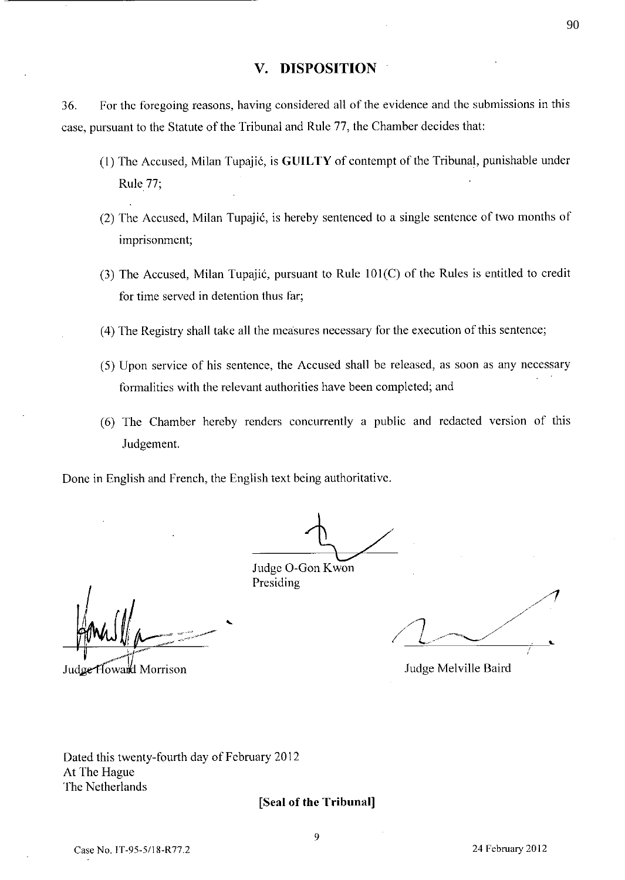## V. DISPOSITION

36. For the foregoing reasons, having considered all of the evidence and the submissions in this case, pursuant to the Statute of the Tribunal and Rule 77, the Chamber decides that:

(1) The Accused, Milan Tupajić, is **GUILTY** of contempt of the Tribunal, punishable under Rule 77;

(2) The Accused, Milan Tupajić, is hereby sentenced to a single sentence of two months of imprisonment;

(3) The Accused, Milan Tupajić, pursuant to Rule 101(C) of the Rules is entitled to credit for time served in detention thus far;

(4) The Registry shall take all the measures necessary for the execution of this sentence;

(5) Upon service of his sentence, the Accused shall be released, as soon as any necessary formalities with the relevant authorities have been completed; and

(6) The Chamber hereby renders concurrently a public and redacted version of this Judgement.

Done in English and French, the English text being authoritative.

Judge O-Gon Kwon
Presiding

Judge Howard Morrison

Judge Melville Baird

Dated this twenty-fourth day of February 2012
At The Hague
The Netherlands

**[Seal of the Tribunal]**